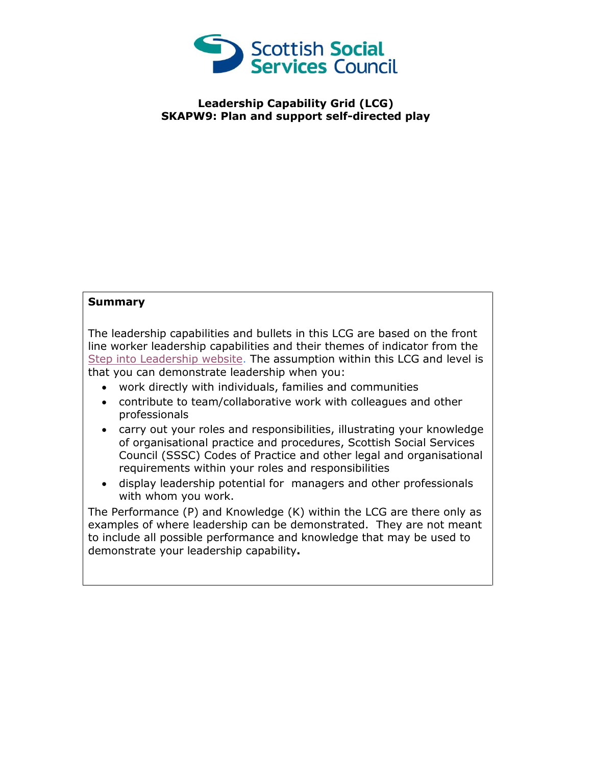Scottish Social Services Council

**Leadership Capability Grid (LCG)**
**SKAPW9: Plan and support self-directed play**

**Summary**

The leadership capabilities and bullets in this LCG are based on the front line worker leadership capabilities and their themes of indicator from the Step into Leadership website. The assumption within this LCG and level is that you can demonstrate leadership when you:

- work directly with individuals, families and communities
- contribute to team/collaborative work with colleagues and other professionals
- carry out your roles and responsibilities, illustrating your knowledge of organisational practice and procedures, Scottish Social Services Council (SSSC) Codes of Practice and other legal and organisational requirements within your roles and responsibilities
- display leadership potential for managers and other professionals with whom you work.

The Performance (P) and Knowledge (K) within the LCG are there only as examples of where leadership can be demonstrated. They are not meant to include all possible performance and knowledge that may be used to demonstrate your leadership capability**.**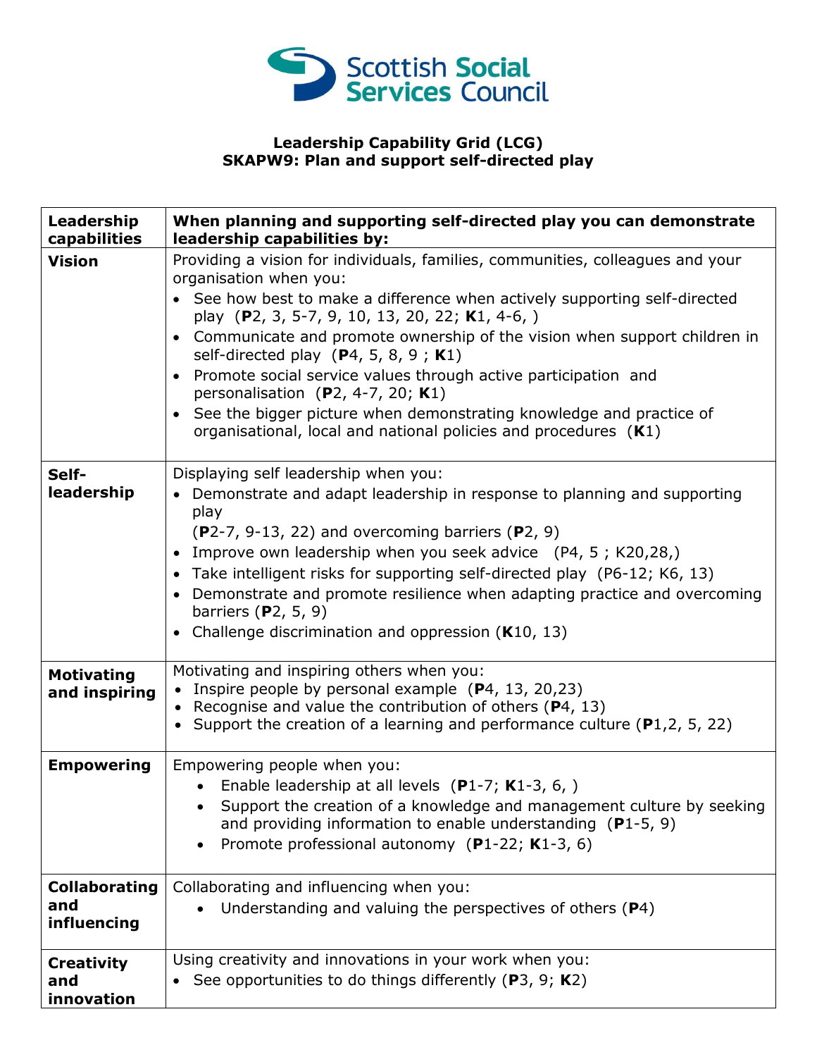Scottish Social Services Council

**Leadership Capability Grid (LCG)**
**SKAPW9: Plan and support self-directed play**

| Leadership capabilities | When planning and supporting self-directed play you can demonstrate leadership capabilities by: |
|---|---|
| **Vision** | Providing a vision for individuals, families, communities, colleagues and your organisation when you: <br>• See how best to make a difference when actively supporting self-directed play (**P**2, 3, 5-7, 9, 10, 13, 20, 22; **K**1, 4-6, ) <br>• Communicate and promote ownership of the vision when support children in self-directed play (**P**4, 5, 8, 9 ; **K**1) <br>• Promote social service values through active participation and personalisation (**P**2, 4-7, 20; **K**1) <br>• See the bigger picture when demonstrating knowledge and practice of organisational, local and national policies and procedures (**K**1) |
| **Self-leadership** | Displaying self leadership when you: <br>• Demonstrate and adapt leadership in response to planning and supporting play (**P**2-7, 9-13, 22) and overcoming barriers (**P**2, 9) <br>• Improve own leadership when you seek advice (P4, 5 ; K20,28,) <br>• Take intelligent risks for supporting self-directed play (P6-12; K6, 13) <br>• Demonstrate and promote resilience when adapting practice and overcoming barriers (**P**2, 5, 9) <br>• Challenge discrimination and oppression (**K**10, 13) |
| **Motivating and inspiring** | Motivating and inspiring others when you: <br>• Inspire people by personal example (**P**4, 13, 20,23) <br>• Recognise and value the contribution of others (**P**4, 13) <br>• Support the creation of a learning and performance culture (**P**1,2, 5, 22) |
| **Empowering** | Empowering people when you: <br>• Enable leadership at all levels (**P**1-7; **K**1-3, 6, ) <br>• Support the creation of a knowledge and management culture by seeking and providing information to enable understanding (**P**1-5, 9) <br>• Promote professional autonomy (**P**1-22; **K**1-3, 6) |
| **Collaborating and influencing** | Collaborating and influencing when you: <br>• Understanding and valuing the perspectives of others (**P**4) |
| **Creativity and innovation** | Using creativity and innovations in your work when you: <br>• See opportunities to do things differently (**P**3, 9; **K**2) |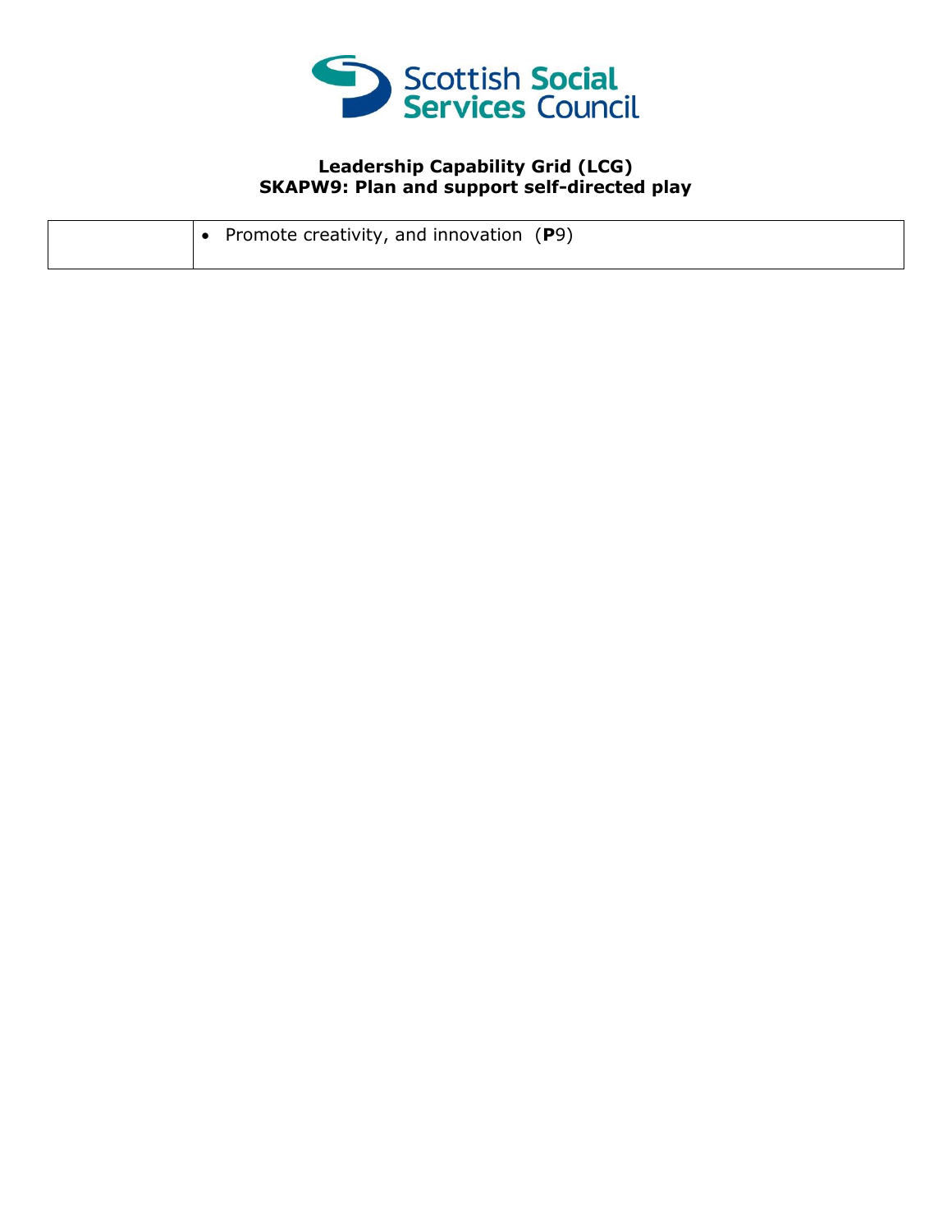**Leadership Capability Grid (LCG)**
**SKAPW9: Plan and support self-directed play**

| | |
|---|---|
| | • Promote creativity, and innovation (**P**9) |